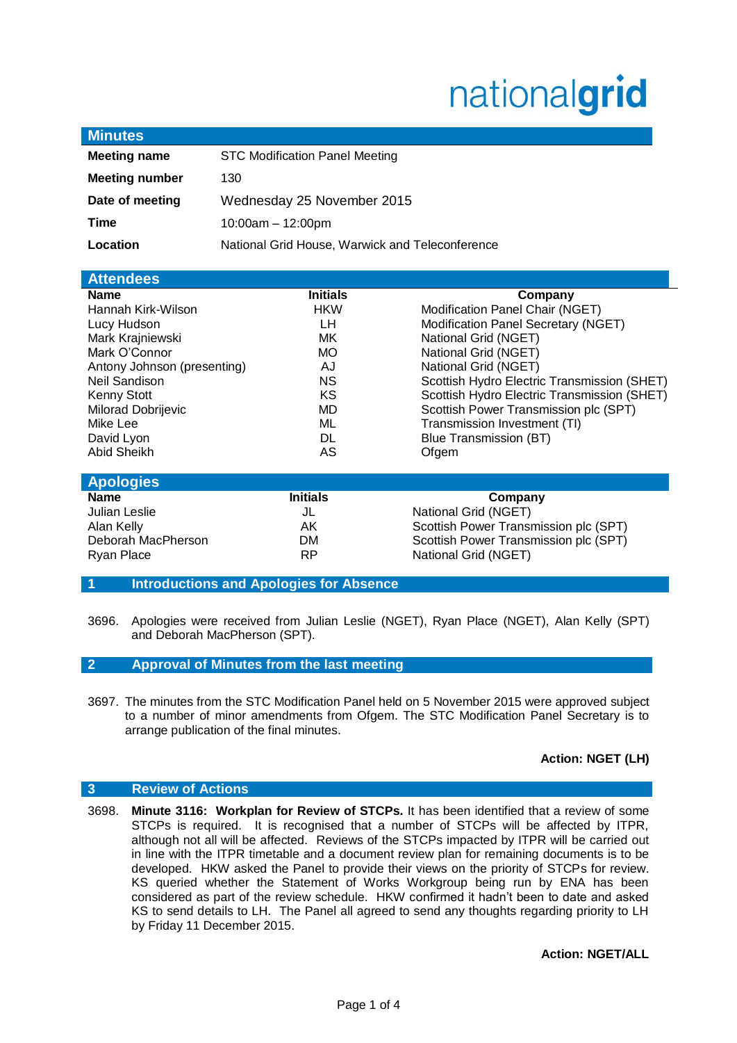nationalgrid

## Minutes

| | |
|---|---|
| **Meeting name** | STC Modification Panel Meeting |
| **Meeting number** | 130 |
| **Date of meeting** | Wednesday 25 November 2015 |
| **Time** | 10:00am – 12:00pm |
| **Location** | National Grid House, Warwick and Teleconference |

## Attendees

| Name | Initials | Company |
|---|---|---|
| Hannah Kirk-Wilson | HKW | Modification Panel Chair (NGET) |
| Lucy Hudson | LH | Modification Panel Secretary (NGET) |
| Mark Krajniewski | MK | National Grid (NGET) |
| Mark O'Connor | MO | National Grid (NGET) |
| Antony Johnson (presenting) | AJ | National Grid (NGET) |
| Neil Sandison | NS | Scottish Hydro Electric Transmission (SHET) |
| Kenny Stott | KS | Scottish Hydro Electric Transmission (SHET) |
| Milorad Dobrijevic | MD | Scottish Power Transmission plc (SPT) |
| Mike Lee | ML | Transmission Investment (TI) |
| David Lyon | DL | Blue Transmission (BT) |
| Abid Sheikh | AS | Ofgem |

## Apologies

| Name | Initials | Company |
|---|---|---|
| Julian Leslie | JL | National Grid (NGET) |
| Alan Kelly | AK | Scottish Power Transmission plc (SPT) |
| Deborah MacPherson | DM | Scottish Power Transmission plc (SPT) |
| Ryan Place | RP | National Grid (NGET) |

## 1 Introductions and Apologies for Absence

3696. Apologies were received from Julian Leslie (NGET), Ryan Place (NGET), Alan Kelly (SPT) and Deborah MacPherson (SPT).

## 2 Approval of Minutes from the last meeting

3697. The minutes from the STC Modification Panel held on 5 November 2015 were approved subject to a number of minor amendments from Ofgem. The STC Modification Panel Secretary is to arrange publication of the final minutes.

**Action: NGET (LH)**

## 3 Review of Actions

3698. **Minute 3116: Workplan for Review of STCPs.** It has been identified that a review of some STCPs is required. It is recognised that a number of STCPs will be affected by ITPR, although not all will be affected. Reviews of the STCPs impacted by ITPR will be carried out in line with the ITPR timetable and a document review plan for remaining documents is to be developed. HKW asked the Panel to provide their views on the priority of STCPs for review. KS queried whether the Statement of Works Workgroup being run by ENA has been considered as part of the review schedule. HKW confirmed it hadn't been to date and asked KS to send details to LH. The Panel all agreed to send any thoughts regarding priority to LH by Friday 11 December 2015.

**Action: NGET/ALL**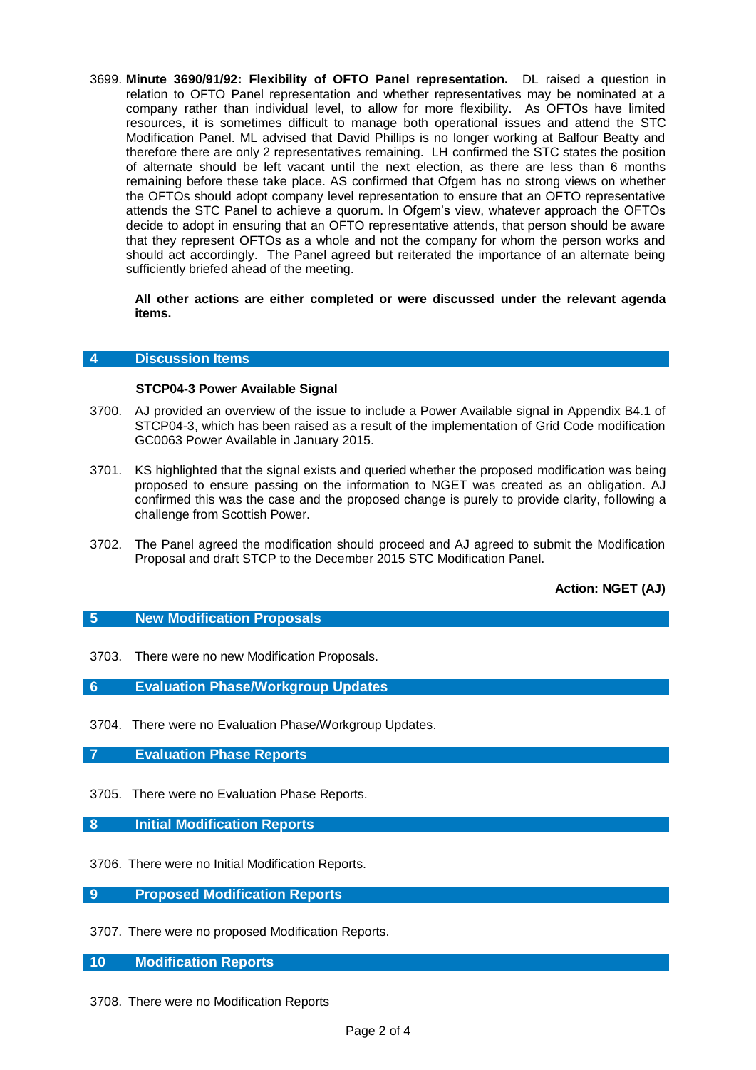3699. **Minute 3690/91/92: Flexibility of OFTO Panel representation.** DL raised a question in relation to OFTO Panel representation and whether representatives may be nominated at a company rather than individual level, to allow for more flexibility. As OFTOs have limited resources, it is sometimes difficult to manage both operational issues and attend the STC Modification Panel. ML advised that David Phillips is no longer working at Balfour Beatty and therefore there are only 2 representatives remaining. LH confirmed the STC states the position of alternate should be left vacant until the next election, as there are less than 6 months remaining before these take place. AS confirmed that Ofgem has no strong views on whether the OFTOs should adopt company level representation to ensure that an OFTO representative attends the STC Panel to achieve a quorum. In Ofgem's view, whatever approach the OFTOs decide to adopt in ensuring that an OFTO representative attends, that person should be aware that they represent OFTOs as a whole and not the company for whom the person works and should act accordingly. The Panel agreed but reiterated the importance of an alternate being sufficiently briefed ahead of the meeting.

**All other actions are either completed or were discussed under the relevant agenda items.**

## 4 Discussion Items

**STCP04-3 Power Available Signal**

3700. AJ provided an overview of the issue to include a Power Available signal in Appendix B4.1 of STCP04-3, which has been raised as a result of the implementation of Grid Code modification GC0063 Power Available in January 2015.

3701. KS highlighted that the signal exists and queried whether the proposed modification was being proposed to ensure passing on the information to NGET was created as an obligation. AJ confirmed this was the case and the proposed change is purely to provide clarity, following a challenge from Scottish Power.

3702. The Panel agreed the modification should proceed and AJ agreed to submit the Modification Proposal and draft STCP to the December 2015 STC Modification Panel.

**Action: NGET (AJ)**

## 5 New Modification Proposals

3703. There were no new Modification Proposals.

## 6 Evaluation Phase/Workgroup Updates

3704. There were no Evaluation Phase/Workgroup Updates.

## 7 Evaluation Phase Reports

3705. There were no Evaluation Phase Reports.

## 8 Initial Modification Reports

3706. There were no Initial Modification Reports.

## 9 Proposed Modification Reports

3707. There were no proposed Modification Reports.

## 10 Modification Reports

3708. There were no Modification Reports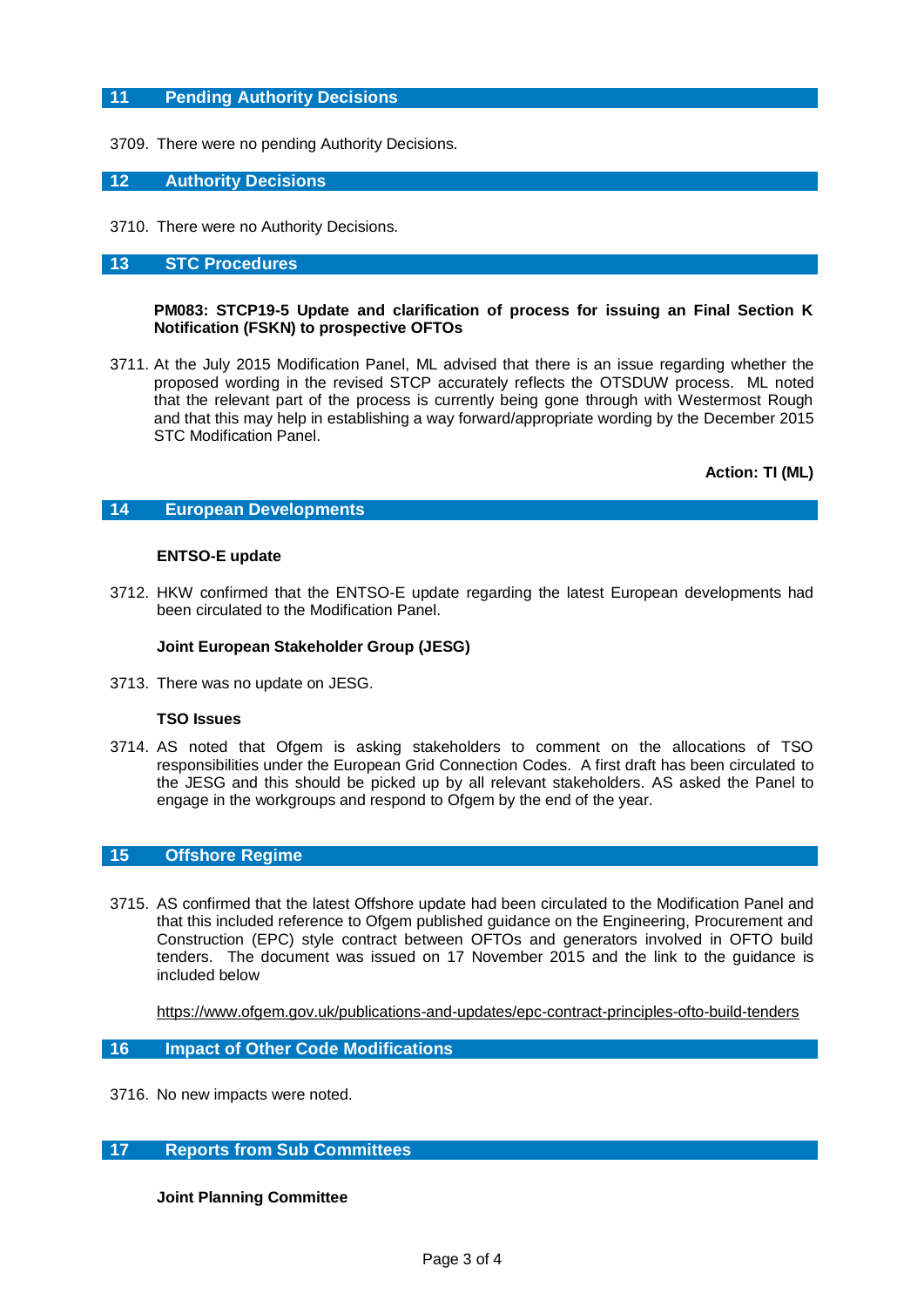## 11 Pending Authority Decisions

3709. There were no pending Authority Decisions.

## 12 Authority Decisions

3710. There were no Authority Decisions.

## 13 STC Procedures

**PM083: STCP19-5 Update and clarification of process for issuing an Final Section K Notification (FSKN) to prospective OFTOs**

3711. At the July 2015 Modification Panel, ML advised that there is an issue regarding whether the proposed wording in the revised STCP accurately reflects the OTSDUW process. ML noted that the relevant part of the process is currently being gone through with Westermost Rough and that this may help in establishing a way forward/appropriate wording by the December 2015 STC Modification Panel.

**Action: TI (ML)**

## 14 European Developments

**ENTSO-E update**

3712. HKW confirmed that the ENTSO-E update regarding the latest European developments had been circulated to the Modification Panel.

**Joint European Stakeholder Group (JESG)**

3713. There was no update on JESG.

**TSO Issues**

3714. AS noted that Ofgem is asking stakeholders to comment on the allocations of TSO responsibilities under the European Grid Connection Codes. A first draft has been circulated to the JESG and this should be picked up by all relevant stakeholders. AS asked the Panel to engage in the workgroups and respond to Ofgem by the end of the year.

## 15 Offshore Regime

3715. AS confirmed that the latest Offshore update had been circulated to the Modification Panel and that this included reference to Ofgem published guidance on the Engineering, Procurement and Construction (EPC) style contract between OFTOs and generators involved in OFTO build tenders. The document was issued on 17 November 2015 and the link to the guidance is included below

https://www.ofgem.gov.uk/publications-and-updates/epc-contract-principles-ofto-build-tenders

## 16 Impact of Other Code Modifications

3716. No new impacts were noted.

## 17 Reports from Sub Committees

**Joint Planning Committee**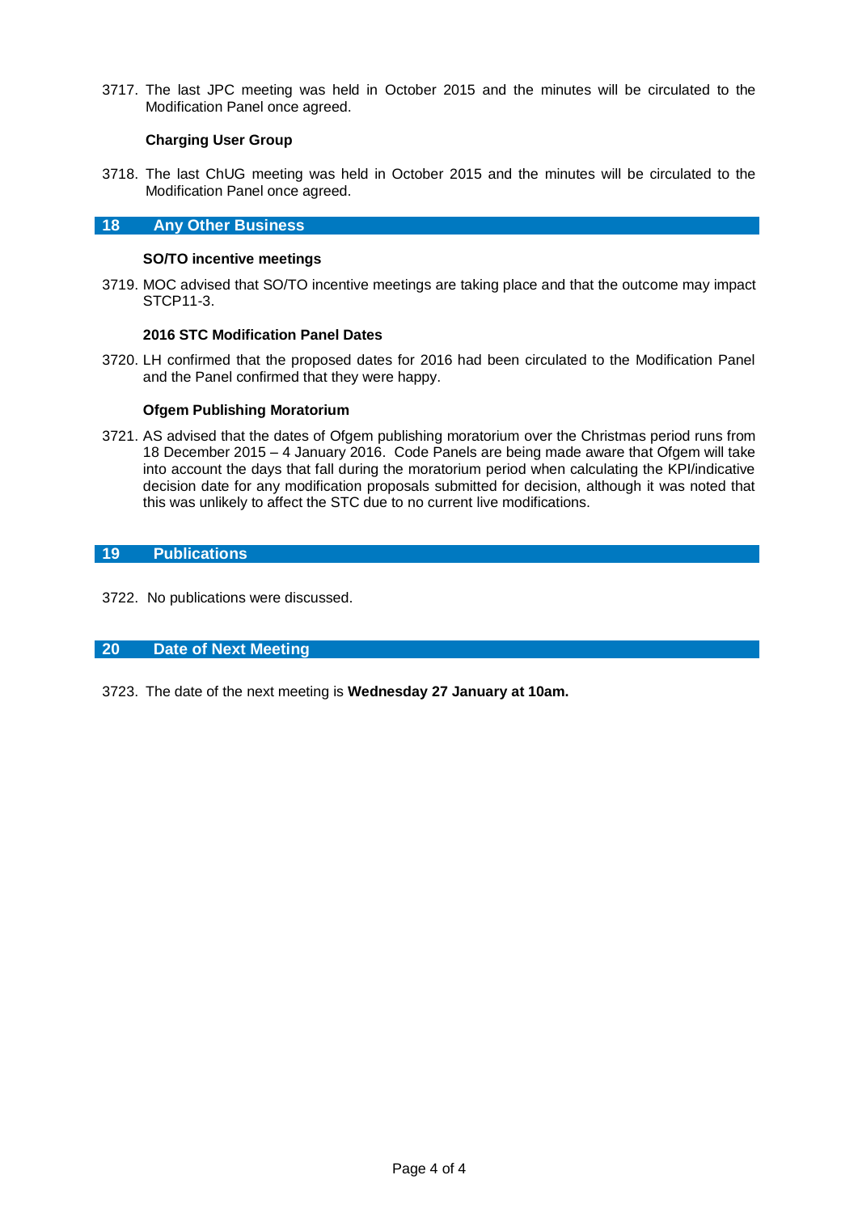3717. The last JPC meeting was held in October 2015 and the minutes will be circulated to the Modification Panel once agreed.

**Charging User Group**

3718. The last ChUG meeting was held in October 2015 and the minutes will be circulated to the Modification Panel once agreed.

## 18 Any Other Business

**SO/TO incentive meetings**

3719. MOC advised that SO/TO incentive meetings are taking place and that the outcome may impact STCP11-3.

**2016 STC Modification Panel Dates**

3720. LH confirmed that the proposed dates for 2016 had been circulated to the Modification Panel and the Panel confirmed that they were happy.

**Ofgem Publishing Moratorium**

3721. AS advised that the dates of Ofgem publishing moratorium over the Christmas period runs from 18 December 2015 – 4 January 2016. Code Panels are being made aware that Ofgem will take into account the days that fall during the moratorium period when calculating the KPI/indicative decision date for any modification proposals submitted for decision, although it was noted that this was unlikely to affect the STC due to no current live modifications.

## 19 Publications

3722. No publications were discussed.

## 20 Date of Next Meeting

3723. The date of the next meeting is **Wednesday 27 January at 10am.**